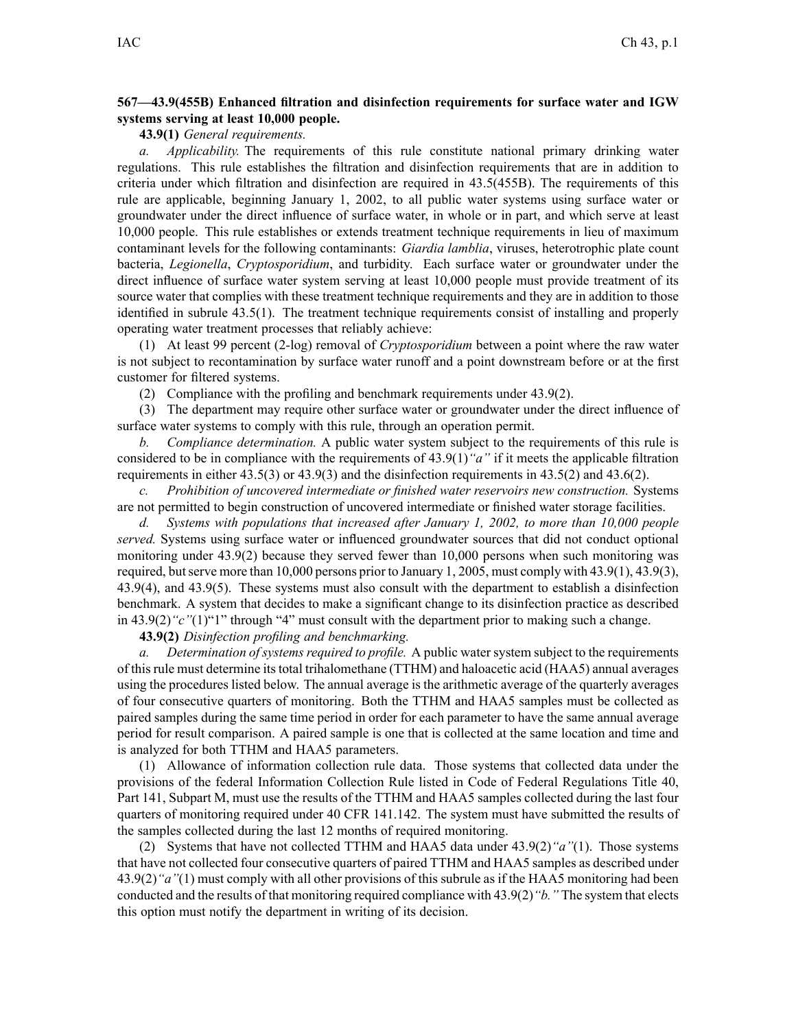**567—43.9(455B) Enhanced filtration and disinfection requirements for surface water and IGW systems serving at least 10,000 people.**

**43.9(1)** *General requirements.*

*a. Applicability.* The requirements of this rule constitute national primary drinking water regulations. This rule establishes the filtration and disinfection requirements that are in addition to criteria under which filtration and disinfection are required in 43.5(455B). The requirements of this rule are applicable, beginning January 1, 2002, to all public water systems using surface water or groundwater under the direct influence of surface water, in whole or in part, and which serve at least 10,000 people. This rule establishes or extends treatment technique requirements in lieu of maximum contaminant levels for the following contaminants: *Giardia lamblia*, viruses, heterotrophic plate count bacteria, *Legionella*, *Cryptosporidium*, and turbidity. Each surface water or groundwater under the direct influence of surface water system serving at least 10,000 people must provide treatment of its source water that complies with these treatment technique requirements and they are in addition to those identified in subrule 43.5(1). The treatment technique requirements consist of installing and properly operating water treatment processes that reliably achieve:

(1) At least 99 percent (2-log) removal of *Cryptosporidium* between a point where the raw water is not subject to recontamination by surface water runoff and a point downstream before or at the first customer for filtered systems.

(2) Compliance with the profiling and benchmark requirements under 43.9(2).

(3) The department may require other surface water or groundwater under the direct influence of surface water systems to comply with this rule, through an operation permit.

*b. Compliance determination.* A public water system subject to the requirements of this rule is considered to be in compliance with the requirements of 43.9(1)*"a"* if it meets the applicable filtration requirements in either 43.5(3) or 43.9(3) and the disinfection requirements in 43.5(2) and 43.6(2).

*c. Prohibition of uncovered intermediate or finished water reservoirs new construction.* Systems are not permitted to begin construction of uncovered intermediate or finished water storage facilities.

*d. Systems with populations that increased after January 1, 2002, to more than 10,000 people served.* Systems using surface water or influenced groundwater sources that did not conduct optional monitoring under 43.9(2) because they served fewer than 10,000 persons when such monitoring was required, but serve more than 10,000 persons prior to January 1, 2005, must comply with 43.9(1), 43.9(3), 43.9(4), and 43.9(5). These systems must also consult with the department to establish a disinfection benchmark. A system that decides to make a significant change to its disinfection practice as described in 43.9(2)*"c"*(1)"1" through "4" must consult with the department prior to making such a change.

**43.9(2)** *Disinfection profiling and benchmarking.*

*a. Determination of systems required to profile.* A public water system subject to the requirements of this rule must determine its total trihalomethane (TTHM) and haloacetic acid (HAA5) annual averages using the procedures listed below. The annual average is the arithmetic average of the quarterly averages of four consecutive quarters of monitoring. Both the TTHM and HAA5 samples must be collected as paired samples during the same time period in order for each parameter to have the same annual average period for result comparison. A paired sample is one that is collected at the same location and time and is analyzed for both TTHM and HAA5 parameters.

(1) Allowance of information collection rule data. Those systems that collected data under the provisions of the federal Information Collection Rule listed in Code of Federal Regulations Title 40, Part 141, Subpart M, must use the results of the TTHM and HAA5 samples collected during the last four quarters of monitoring required under 40 CFR 141.142. The system must have submitted the results of the samples collected during the last 12 months of required monitoring.

(2) Systems that have not collected TTHM and HAA5 data under 43.9(2)*"a"*(1). Those systems that have not collected four consecutive quarters of paired TTHM and HAA5 samples as described under 43.9(2)*"a"*(1) must comply with all other provisions of this subrule as if the HAA5 monitoring had been conducted and the results of that monitoring required compliance with 43.9(2)*"b."* The system that elects this option must notify the department in writing of its decision.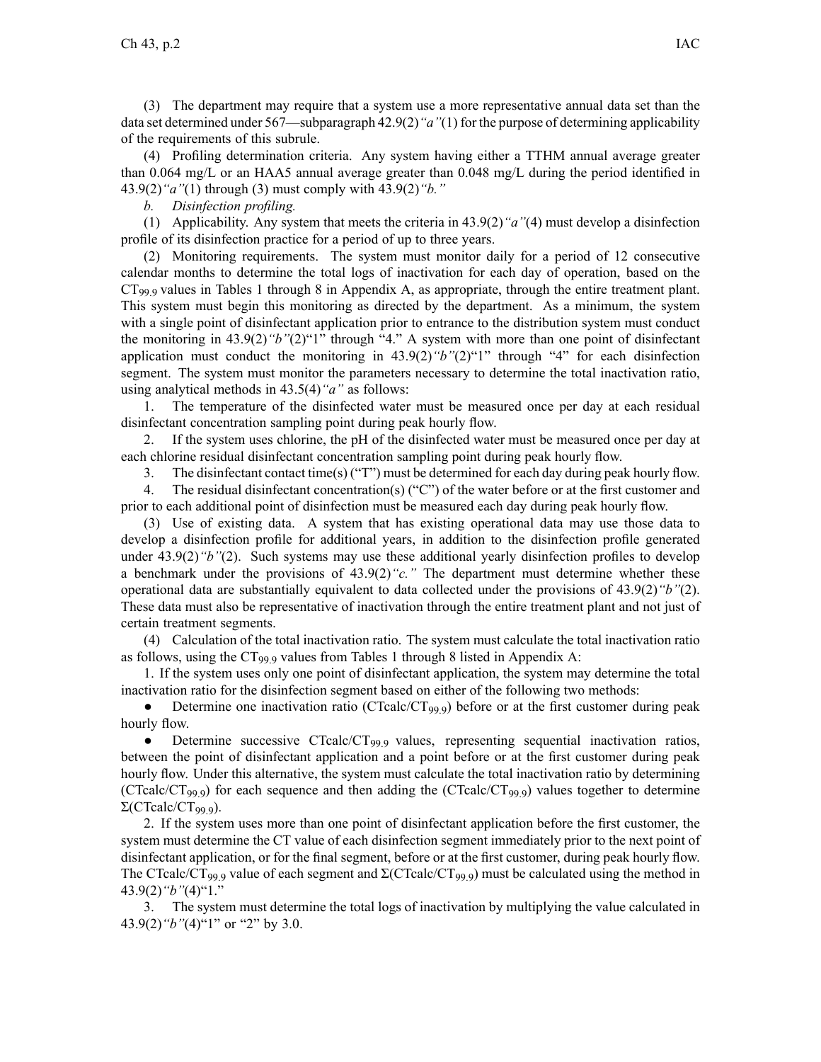(3) The department may require that a system use a more representative annual data set than the data set determined under 567—subparagraph 42.9(2)*"a"*(1) for the purpose of determining applicability of the requirements of this subrule.

(4) Profiling determination criteria. Any system having either a TTHM annual average greater than 0.064 mg/L or an HAA5 annual average greater than 0.048 mg/L during the period identified in 43.9(2)*"a"*(1) through (3) must comply with 43.9(2)*"b."*

*b. Disinfection profiling.*

(1) Applicability. Any system that meets the criteria in 43.9(2)*"a"*(4) must develop a disinfection profile of its disinfection practice for a period of up to three years.

(2) Monitoring requirements. The system must monitor daily for a period of 12 consecutive calendar months to determine the total logs of inactivation for each day of operation, based on the $CT_{99.9}$ values in Tables 1 through 8 in Appendix A, as appropriate, through the entire treatment plant. This system must begin this monitoring as directed by the department. As a minimum, the system with a single point of disinfectant application prior to entrance to the distribution system must conduct the monitoring in 43.9(2)*"b"*(2)"1" through "4." A system with more than one point of disinfectant application must conduct the monitoring in 43.9(2)*"b"*(2)"1" through "4" for each disinfection segment. The system must monitor the parameters necessary to determine the total inactivation ratio, using analytical methods in 43.5(4)*"a"* as follows:

1. The temperature of the disinfected water must be measured once per day at each residual disinfectant concentration sampling point during peak hourly flow.

2. If the system uses chlorine, the pH of the disinfected water must be measured once per day at each chlorine residual disinfectant concentration sampling point during peak hourly flow.

3. The disinfectant contact time(s) ("T") must be determined for each day during peak hourly flow.

4. The residual disinfectant concentration(s) ("C") of the water before or at the first customer and prior to each additional point of disinfection must be measured each day during peak hourly flow.

(3) Use of existing data. A system that has existing operational data may use those data to develop a disinfection profile for additional years, in addition to the disinfection profile generated under 43.9(2)*"b"*(2). Such systems may use these additional yearly disinfection profiles to develop a benchmark under the provisions of 43.9(2)*"c."* The department must determine whether these operational data are substantially equivalent to data collected under the provisions of 43.9(2)*"b"*(2). These data must also be representative of inactivation through the entire treatment plant and not just of certain treatment segments.

(4) Calculation of the total inactivation ratio. The system must calculate the total inactivation ratio as follows, using the $CT_{99.9}$ values from Tables 1 through 8 listed in Appendix A:

1. If the system uses only one point of disinfectant application, the system may determine the total inactivation ratio for the disinfection segment based on either of the following two methods:

- Determine one inactivation ratio ($CTcalc/CT_{99.9}$) before or at the first customer during peak hourly flow.
- Determine successive $CTcalc/CT_{99.9}$ values, representing sequential inactivation ratios, between the point of disinfectant application and a point before or at the first customer during peak hourly flow. Under this alternative, the system must calculate the total inactivation ratio by determining ($CTcalc/CT_{99.9}$) for each sequence and then adding the ($CTcalc/CT_{99.9}$) values together to determine $\Sigma(CTcalc/CT_{99.9})$.

2. If the system uses more than one point of disinfectant application before the first customer, the system must determine the CT value of each disinfection segment immediately prior to the next point of disinfectant application, or for the final segment, before or at the first customer, during peak hourly flow. The $CTcalc/CT_{99.9}$ value of each segment and $\Sigma(CTcalc/CT_{99.9})$ must be calculated using the method in 43.9(2)*"b"*(4)"1."

3. The system must determine the total logs of inactivation by multiplying the value calculated in 43.9(2)*"b"*(4)"1" or "2" by 3.0.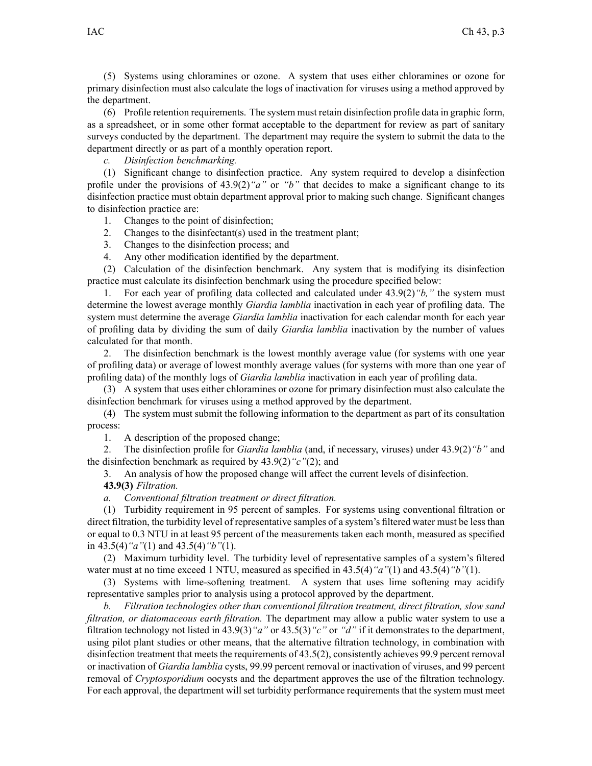(5) Systems using chloramines or ozone. A system that uses either chloramines or ozone for primary disinfection must also calculate the logs of inactivation for viruses using a method approved by the department.

(6) Profile retention requirements. The system must retain disinfection profile data in graphic form, as a spreadsheet, or in some other format acceptable to the department for review as part of sanitary surveys conducted by the department. The department may require the system to submit the data to the department directly or as part of a monthly operation report.

*c. Disinfection benchmarking.*

(1) Significant change to disinfection practice. Any system required to develop a disinfection profile under the provisions of 43.9(2)*"a"* or *"b"* that decides to make a significant change to its disinfection practice must obtain department approval prior to making such change. Significant changes to disinfection practice are:

1. Changes to the point of disinfection;
2. Changes to the disinfectant(s) used in the treatment plant;
3. Changes to the disinfection process; and
4. Any other modification identified by the department.

(2) Calculation of the disinfection benchmark. Any system that is modifying its disinfection practice must calculate its disinfection benchmark using the procedure specified below:

1. For each year of profiling data collected and calculated under 43.9(2)*"b,"* the system must determine the lowest average monthly *Giardia lamblia* inactivation in each year of profiling data. The system must determine the average *Giardia lamblia* inactivation for each calendar month for each year of profiling data by dividing the sum of daily *Giardia lamblia* inactivation by the number of values calculated for that month.
2. The disinfection benchmark is the lowest monthly average value (for systems with one year of profiling data) or average of lowest monthly average values (for systems with more than one year of profiling data) of the monthly logs of *Giardia lamblia* inactivation in each year of profiling data.

(3) A system that uses either chloramines or ozone for primary disinfection must also calculate the disinfection benchmark for viruses using a method approved by the department.

(4) The system must submit the following information to the department as part of its consultation process:

1. A description of the proposed change;
2. The disinfection profile for *Giardia lamblia* (and, if necessary, viruses) under 43.9(2)*"b"* and the disinfection benchmark as required by 43.9(2)*"c"*(2); and
3. An analysis of how the proposed change will affect the current levels of disinfection.

**43.9(3)** *Filtration.*

*a. Conventional filtration treatment or direct filtration.*

(1) Turbidity requirement in 95 percent of samples. For systems using conventional filtration or direct filtration, the turbidity level of representative samples of a system's filtered water must be less than or equal to 0.3 NTU in at least 95 percent of the measurements taken each month, measured as specified in 43.5(4)*"a"*(1) and 43.5(4)*"b"*(1).

(2) Maximum turbidity level. The turbidity level of representative samples of a system's filtered water must at no time exceed 1 NTU, measured as specified in 43.5(4)*"a"*(1) and 43.5(4)*"b"*(1).

(3) Systems with lime-softening treatment. A system that uses lime softening may acidify representative samples prior to analysis using a protocol approved by the department.

*b. Filtration technologies other than conventional filtration treatment, direct filtration, slow sand filtration, or diatomaceous earth filtration.* The department may allow a public water system to use a filtration technology not listed in 43.9(3)*"a"* or 43.5(3)*"c"* or *"d"* if it demonstrates to the department, using pilot plant studies or other means, that the alternative filtration technology, in combination with disinfection treatment that meets the requirements of 43.5(2), consistently achieves 99.9 percent removal or inactivation of *Giardia lamblia* cysts, 99.99 percent removal or inactivation of viruses, and 99 percent removal of *Cryptosporidium* oocysts and the department approves the use of the filtration technology. For each approval, the department will set turbidity performance requirements that the system must meet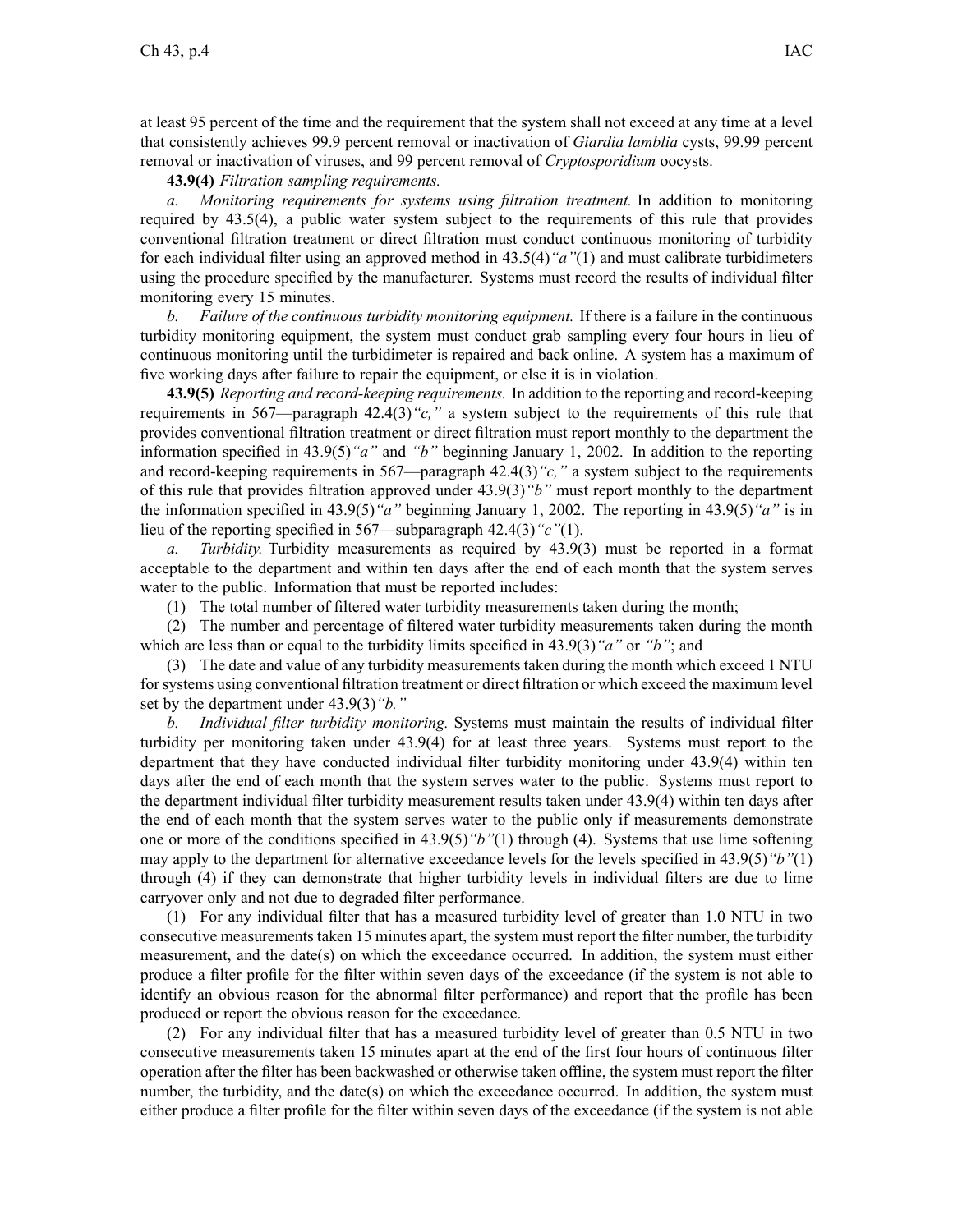at least 95 percent of the time and the requirement that the system shall not exceed at any time at a level that consistently achieves 99.9 percent removal or inactivation of *Giardia lamblia* cysts, 99.99 percent removal or inactivation of viruses, and 99 percent removal of *Cryptosporidium* oocysts.

**43.9(4)** *Filtration sampling requirements.*

*a. Monitoring requirements for systems using filtration treatment.* In addition to monitoring required by 43.5(4), a public water system subject to the requirements of this rule that provides conventional filtration treatment or direct filtration must conduct continuous monitoring of turbidity for each individual filter using an approved method in 43.5(4)*"a"*(1) and must calibrate turbidimeters using the procedure specified by the manufacturer. Systems must record the results of individual filter monitoring every 15 minutes.

*b. Failure of the continuous turbidity monitoring equipment.* If there is a failure in the continuous turbidity monitoring equipment, the system must conduct grab sampling every four hours in lieu of continuous monitoring until the turbidimeter is repaired and back online. A system has a maximum of five working days after failure to repair the equipment, or else it is in violation.

**43.9(5)** *Reporting and record-keeping requirements.* In addition to the reporting and record-keeping requirements in 567—paragraph 42.4(3)*"c,"* a system subject to the requirements of this rule that provides conventional filtration treatment or direct filtration must report monthly to the department the information specified in 43.9(5)*"a"* and *"b"* beginning January 1, 2002. In addition to the reporting and record-keeping requirements in 567—paragraph 42.4(3)*"c,"* a system subject to the requirements of this rule that provides filtration approved under 43.9(3)*"b"* must report monthly to the department the information specified in 43.9(5)*"a"* beginning January 1, 2002. The reporting in 43.9(5)*"a"* is in lieu of the reporting specified in 567—subparagraph 42.4(3)*"c"*(1).

*a. Turbidity.* Turbidity measurements as required by 43.9(3) must be reported in a format acceptable to the department and within ten days after the end of each month that the system serves water to the public. Information that must be reported includes:

(1) The total number of filtered water turbidity measurements taken during the month;

(2) The number and percentage of filtered water turbidity measurements taken during the month which are less than or equal to the turbidity limits specified in 43.9(3)*"a"* or *"b"*; and

(3) The date and value of any turbidity measurements taken during the month which exceed 1 NTU for systems using conventional filtration treatment or direct filtration or which exceed the maximum level set by the department under 43.9(3)*"b."*

*b. Individual filter turbidity monitoring.* Systems must maintain the results of individual filter turbidity per monitoring taken under 43.9(4) for at least three years. Systems must report to the department that they have conducted individual filter turbidity monitoring under 43.9(4) within ten days after the end of each month that the system serves water to the public. Systems must report to the department individual filter turbidity measurement results taken under 43.9(4) within ten days after the end of each month that the system serves water to the public only if measurements demonstrate one or more of the conditions specified in 43.9(5)*"b"*(1) through (4). Systems that use lime softening may apply to the department for alternative exceedance levels for the levels specified in 43.9(5)*"b"*(1) through (4) if they can demonstrate that higher turbidity levels in individual filters are due to lime carryover only and not due to degraded filter performance.

(1) For any individual filter that has a measured turbidity level of greater than 1.0 NTU in two consecutive measurements taken 15 minutes apart, the system must report the filter number, the turbidity measurement, and the date(s) on which the exceedance occurred. In addition, the system must either produce a filter profile for the filter within seven days of the exceedance (if the system is not able to identify an obvious reason for the abnormal filter performance) and report that the profile has been produced or report the obvious reason for the exceedance.

(2) For any individual filter that has a measured turbidity level of greater than 0.5 NTU in two consecutive measurements taken 15 minutes apart at the end of the first four hours of continuous filter operation after the filter has been backwashed or otherwise taken offline, the system must report the filter number, the turbidity, and the date(s) on which the exceedance occurred. In addition, the system must either produce a filter profile for the filter within seven days of the exceedance (if the system is not able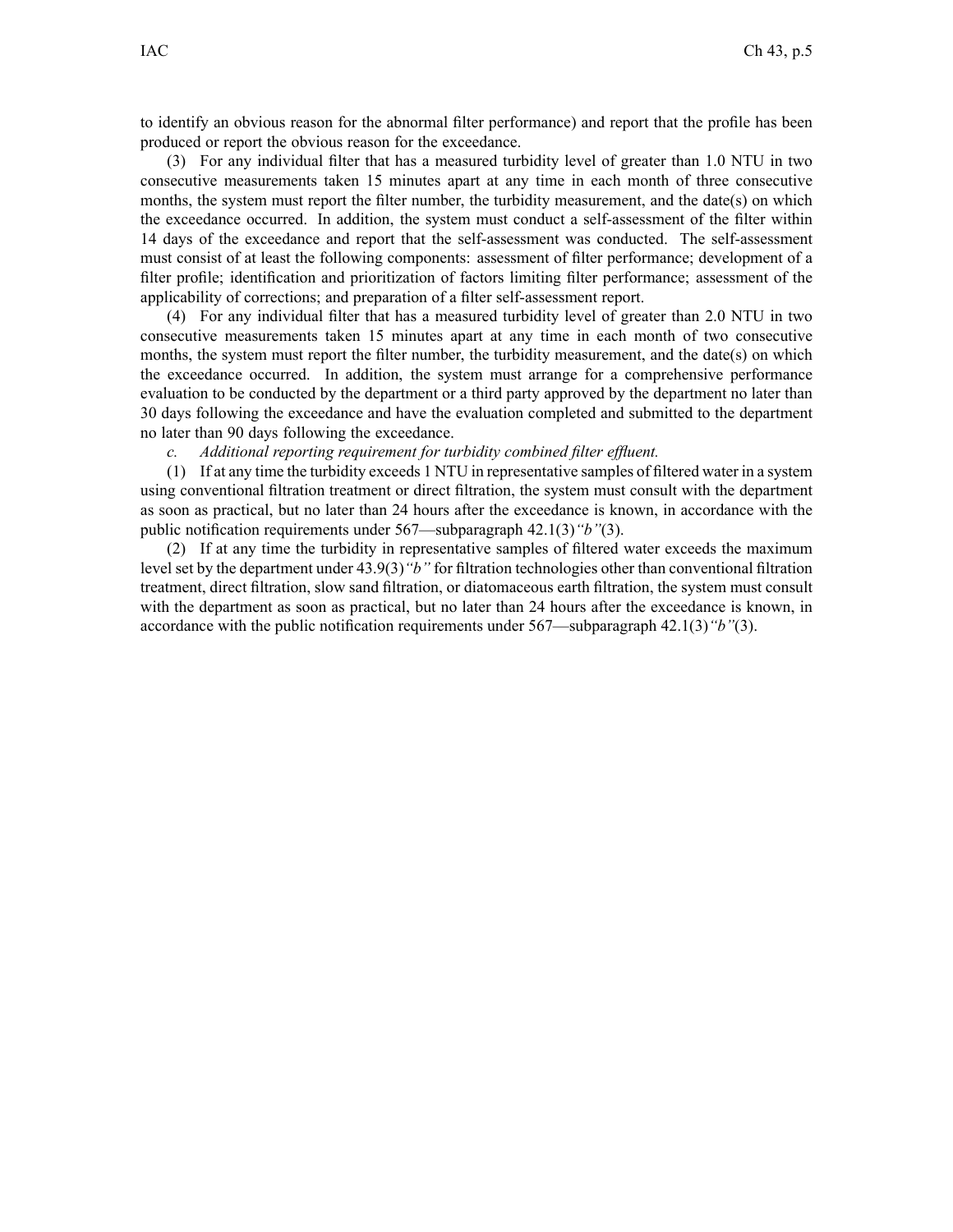to identify an obvious reason for the abnormal filter performance) and report that the profile has been produced or report the obvious reason for the exceedance.

(3) For any individual filter that has a measured turbidity level of greater than 1.0 NTU in two consecutive measurements taken 15 minutes apart at any time in each month of three consecutive months, the system must report the filter number, the turbidity measurement, and the date(s) on which the exceedance occurred. In addition, the system must conduct a self-assessment of the filter within 14 days of the exceedance and report that the self-assessment was conducted. The self-assessment must consist of at least the following components: assessment of filter performance; development of a filter profile; identification and prioritization of factors limiting filter performance; assessment of the applicability of corrections; and preparation of a filter self-assessment report.

(4) For any individual filter that has a measured turbidity level of greater than 2.0 NTU in two consecutive measurements taken 15 minutes apart at any time in each month of two consecutive months, the system must report the filter number, the turbidity measurement, and the date(s) on which the exceedance occurred. In addition, the system must arrange for a comprehensive performance evaluation to be conducted by the department or a third party approved by the department no later than 30 days following the exceedance and have the evaluation completed and submitted to the department no later than 90 days following the exceedance.

*c. Additional reporting requirement for turbidity combined filter effluent.*

(1) If at any time the turbidity exceeds 1 NTU in representative samples of filtered water in a system using conventional filtration treatment or direct filtration, the system must consult with the department as soon as practical, but no later than 24 hours after the exceedance is known, in accordance with the public notification requirements under 567—subparagraph 42.1(3)*"b"*(3).

(2) If at any time the turbidity in representative samples of filtered water exceeds the maximum level set by the department under 43.9(3)*"b"* for filtration technologies other than conventional filtration treatment, direct filtration, slow sand filtration, or diatomaceous earth filtration, the system must consult with the department as soon as practical, but no later than 24 hours after the exceedance is known, in accordance with the public notification requirements under 567—subparagraph 42.1(3)*"b"*(3).